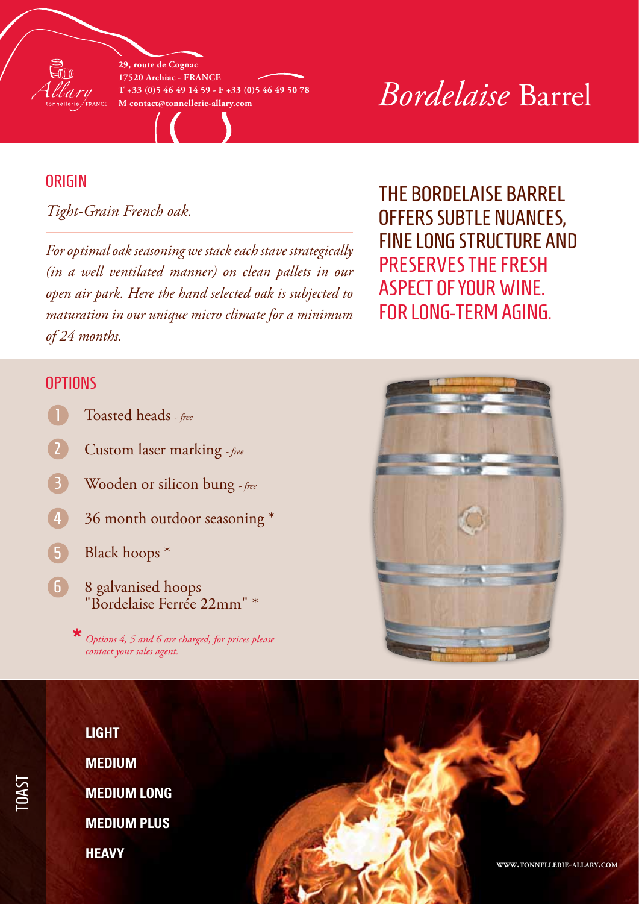Allary
tonnellerie FRANCE

**29, route de Cognac**
**17520 Archiac - FRANCE**
**T +33 (0)5 46 49 14 59 - F +33 (0)5 46 49 50 78**
**M contact@tonnellerie-allary.com**

# *Bordelaise* Barrel

## ORIGIN

*Tight-Grain French oak.*

*For optimal oak seasoning we stack each stave strategically (in a well ventilated manner) on clean pallets in our open air park. Here the hand selected oak is subjected to maturation in our unique micro climate for a minimum of 24 months.*

THE BORDELAISE BARREL OFFERS SUBTLE NUANCES, FINE LONG STRUCTURE AND PRESERVES THE FRESH ASPECT OF YOUR WINE. FOR LONG-TERM AGING.

## OPTIONS

1. Toasted heads *- free*
2. Custom laser marking *- free*
3. Wooden or silicon bung *- free*
4. 36 month outdoor seasoning *
5. Black hoops *
6. 8 galvanised hoops "Bordelaise Ferrée 22mm" *

*\* Options 4, 5 and 6 are charged, for prices please contact your sales agent.*

## TOAST

**LIGHT**

**MEDIUM**

**MEDIUM LONG**

**MEDIUM PLUS**

**HEAVY**

WWW.TONNELLERIE-ALLARY.COM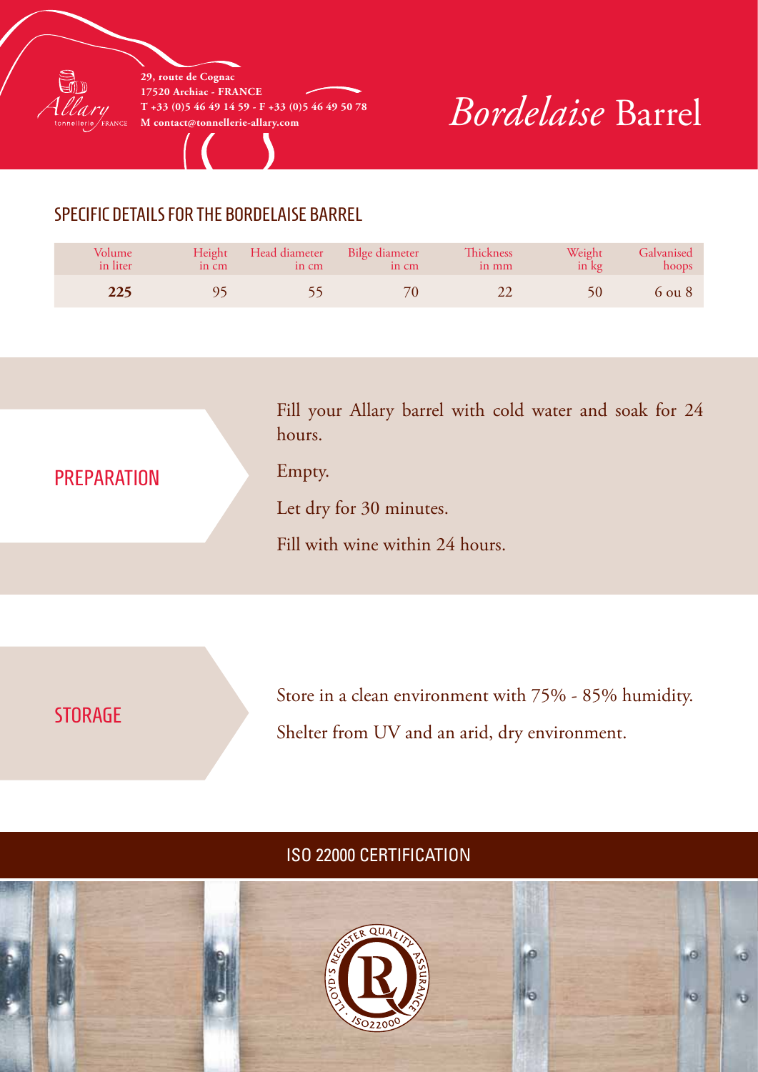29, route de Cognac
17520 Archiac - FRANCE
T +33 (0)5 46 49 14 59 - F +33 (0)5 46 49 50 78
M contact@tonnellerie-allary.com

# *Bordelaise* Barrel

## SPECIFIC DETAILS FOR THE BORDELAISE BARREL

| Volume in liter | Height in cm | Head diameter in cm | Bilge diameter in cm | Thickness in mm | Weight in kg | Galvanised hoops |
|---|---|---|---|---|---|---|
| **225** | 95 | 55 | 70 | 22 | 50 | 6 ou 8 |

## PREPARATION

Fill your Allary barrel with cold water and soak for 24 hours.

Empty.

Let dry for 30 minutes.

Fill with wine within 24 hours.

## STORAGE

Store in a clean environment with 75% - 85% humidity.

Shelter from UV and an arid, dry environment.

## ISO 22000 CERTIFICATION

LLOYD'S REGISTER QUALITY ASSURANCE
ISO22000